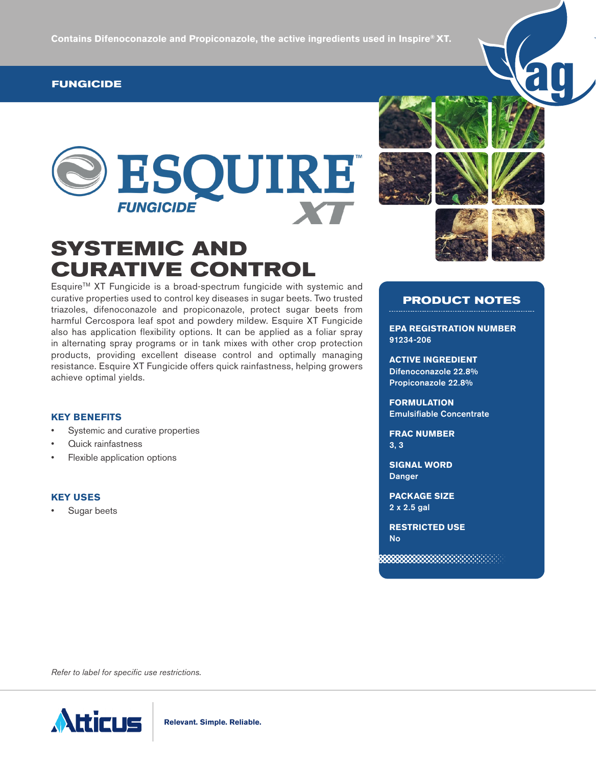Contains Difenoconazole and Propiconazole, the active ingredients used in Inspire® XT.

FUNGICIDE

# ESQUIRE™ FUNGICIDE XT

## SYSTEMIC AND CURATIVE CONTROL

Esquire™ XT Fungicide is a broad-spectrum fungicide with systemic and curative properties used to control key diseases in sugar beets. Two trusted triazoles, difenoconazole and propiconazole, protect sugar beets from harmful Cercospora leaf spot and powdery mildew. Esquire XT Fungicide also has application flexibility options. It can be applied as a foliar spray in alternating spray programs or in tank mixes with other crop protection products, providing excellent disease control and optimally managing resistance. Esquire XT Fungicide offers quick rainfastness, helping growers achieve optimal yields.

### KEY BENEFITS

- Systemic and curative properties
- Quick rainfastness
- Flexible application options

### KEY USES

- Sugar beets

### PRODUCT NOTES

**EPA REGISTRATION NUMBER**
91234-206

**ACTIVE INGREDIENT**
Difenoconazole 22.8%
Propiconazole 22.8%

**FORMULATION**
Emulsifiable Concentrate

**FRAC NUMBER**
3, 3

**SIGNAL WORD**
Danger

**PACKAGE SIZE**
2 x 2.5 gal

**RESTRICTED USE**
No

*Refer to label for specific use restrictions.*

Atticus — Relevant. Simple. Reliable.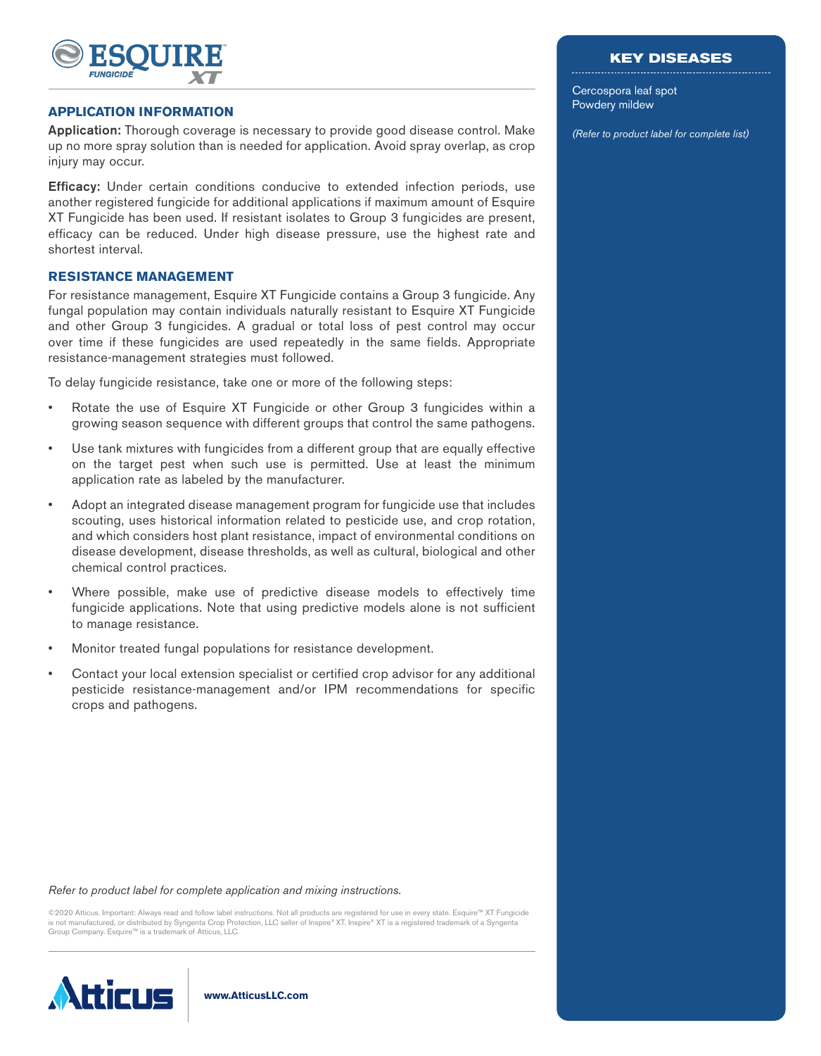ESQUIRE™ FUNGICIDE XT

## APPLICATION INFORMATION

**Application:** Thorough coverage is necessary to provide good disease control. Make up no more spray solution than is needed for application. Avoid spray overlap, as crop injury may occur.

**Efficacy:** Under certain conditions conducive to extended infection periods, use another registered fungicide for additional applications if maximum amount of Esquire XT Fungicide has been used. If resistant isolates to Group 3 fungicides are present, efficacy can be reduced. Under high disease pressure, use the highest rate and shortest interval.

## RESISTANCE MANAGEMENT

For resistance management, Esquire XT Fungicide contains a Group 3 fungicide. Any fungal population may contain individuals naturally resistant to Esquire XT Fungicide and other Group 3 fungicides. A gradual or total loss of pest control may occur over time if these fungicides are used repeatedly in the same fields. Appropriate resistance-management strategies must followed.

To delay fungicide resistance, take one or more of the following steps:

- Rotate the use of Esquire XT Fungicide or other Group 3 fungicides within a growing season sequence with different groups that control the same pathogens.
- Use tank mixtures with fungicides from a different group that are equally effective on the target pest when such use is permitted. Use at least the minimum application rate as labeled by the manufacturer.
- Adopt an integrated disease management program for fungicide use that includes scouting, uses historical information related to pesticide use, and crop rotation, and which considers host plant resistance, impact of environmental conditions on disease development, disease thresholds, as well as cultural, biological and other chemical control practices.
- Where possible, make use of predictive disease models to effectively time fungicide applications. Note that using predictive models alone is not sufficient to manage resistance.
- Monitor treated fungal populations for resistance development.
- Contact your local extension specialist or certified crop advisor for any additional pesticide resistance-management and/or IPM recommendations for specific crops and pathogens.

## KEY DISEASES

Cercospora leaf spot
Powdery mildew

*(Refer to product label for complete list)*

*Refer to product label for complete application and mixing instructions.*

©2020 Atticus. Important: Always read and follow label instructions. Not all products are registered for use in every state. Esquire™ XT Fungicide is not manufactured, or distributed by Syngenta Crop Protection, LLC seller of Inspire® XT. Inspire® XT is a registered trademark of a Syngenta Group Company. Esquire™ is a trademark of Atticus, LLC.

Atticus

**www.AtticusLLC.com**